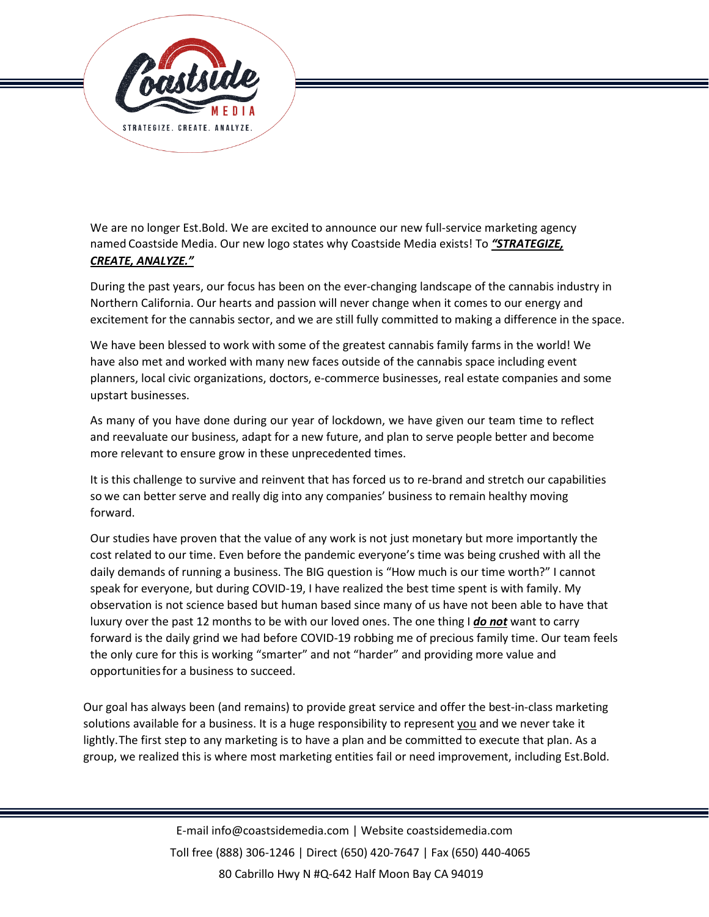We are no longer Est.Bold. We are excited to announce our new full-service marketing agency named Coastside Media. Our new logo states why Coastside Media exists! To ***"STRATEGIZE, CREATE, ANALYZE."***

During the past years, our focus has been on the ever-changing landscape of the cannabis industry in Northern California. Our hearts and passion will never change when it comes to our energy and excitement for the cannabis sector, and we are still fully committed to making a difference in the space.

We have been blessed to work with some of the greatest cannabis family farms in the world! We have also met and worked with many new faces outside of the cannabis space including event planners, local civic organizations, doctors, e-commerce businesses, real estate companies and some upstart businesses.

As many of you have done during our year of lockdown, we have given our team time to reflect and reevaluate our business, adapt for a new future, and plan to serve people better and become more relevant to ensure grow in these unprecedented times.

It is this challenge to survive and reinvent that has forced us to re-brand and stretch our capabilities so we can better serve and really dig into any companies' business to remain healthy moving forward.

Our studies have proven that the value of any work is not just monetary but more importantly the cost related to our time. Even before the pandemic everyone's time was being crushed with all the daily demands of running a business. The BIG question is "How much is our time worth?" I cannot speak for everyone, but during COVID-19, I have realized the best time spent is with family. My observation is not science based but human based since many of us have not been able to have that luxury over the past 12 months to be with our loved ones. The one thing I ***do not*** want to carry forward is the daily grind we had before COVID-19 robbing me of precious family time. Our team feels the only cure for this is working "smarter" and not "harder" and providing more value and opportunities for a business to succeed.

Our goal has always been (and remains) to provide great service and offer the best-in-class marketing solutions available for a business. It is a huge responsibility to represent you and we never take it lightly. The first step to any marketing is to have a plan and be committed to execute that plan. As a group, we realized this is where most marketing entities fail or need improvement, including Est.Bold.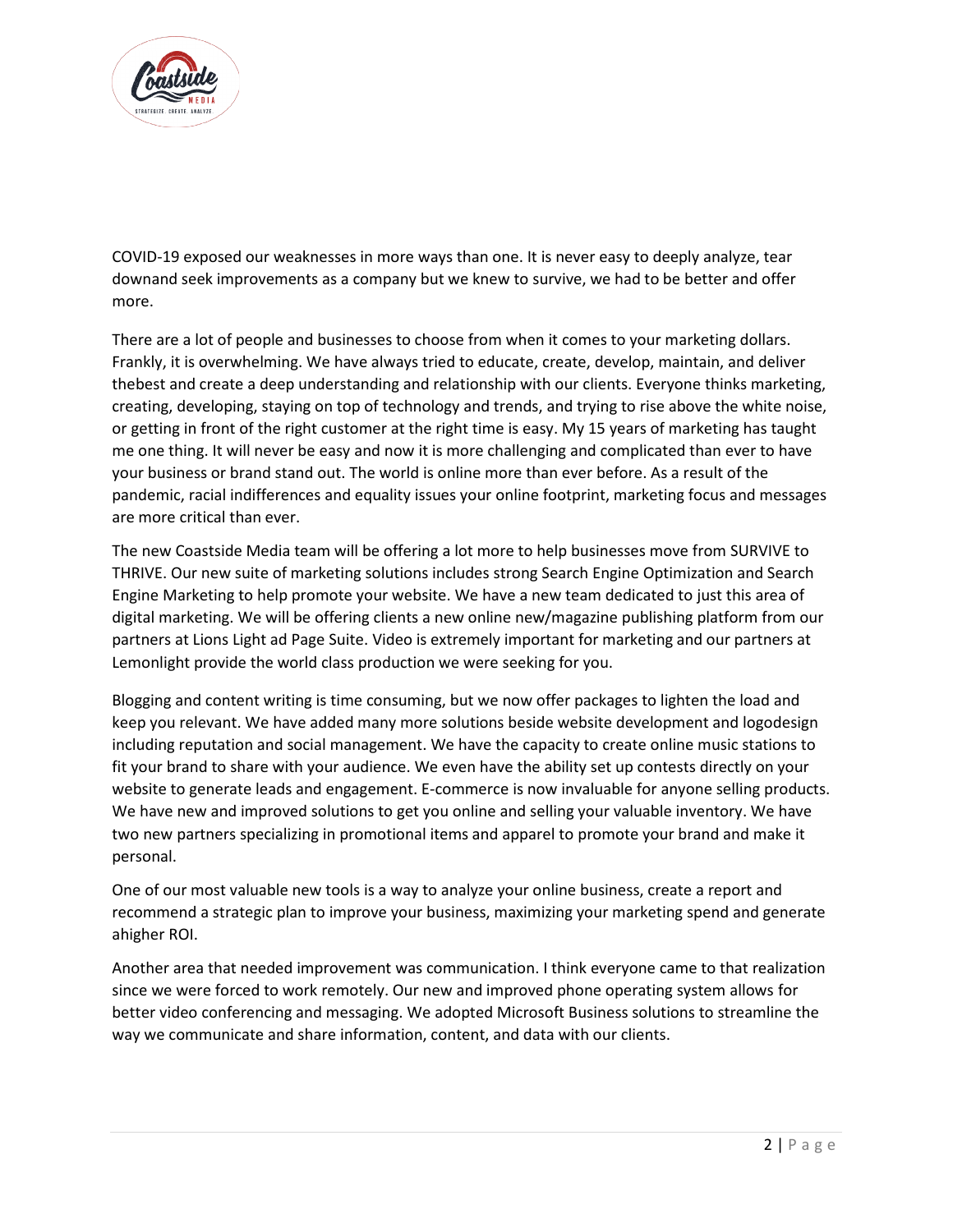COVID-19 exposed our weaknesses in more ways than one. It is never easy to deeply analyze, tear downand seek improvements as a company but we knew to survive, we had to be better and offer more.

There are a lot of people and businesses to choose from when it comes to your marketing dollars. Frankly, it is overwhelming. We have always tried to educate, create, develop, maintain, and deliver thebest and create a deep understanding and relationship with our clients. Everyone thinks marketing, creating, developing, staying on top of technology and trends, and trying to rise above the white noise, or getting in front of the right customer at the right time is easy. My 15 years of marketing has taught me one thing. It will never be easy and now it is more challenging and complicated than ever to have your business or brand stand out. The world is online more than ever before. As a result of the pandemic, racial indifferences and equality issues your online footprint, marketing focus and messages are more critical than ever.

The new Coastside Media team will be offering a lot more to help businesses move from SURVIVE to THRIVE. Our new suite of marketing solutions includes strong Search Engine Optimization and Search Engine Marketing to help promote your website. We have a new team dedicated to just this area of digital marketing. We will be offering clients a new online new/magazine publishing platform from our partners at Lions Light ad Page Suite. Video is extremely important for marketing and our partners at Lemonlight provide the world class production we were seeking for you.

Blogging and content writing is time consuming, but we now offer packages to lighten the load and keep you relevant. We have added many more solutions beside website development and logodesign including reputation and social management. We have the capacity to create online music stations to fit your brand to share with your audience. We even have the ability set up contests directly on your website to generate leads and engagement. E-commerce is now invaluable for anyone selling products. We have new and improved solutions to get you online and selling your valuable inventory. We have two new partners specializing in promotional items and apparel to promote your brand and make it personal.

One of our most valuable new tools is a way to analyze your online business, create a report and recommend a strategic plan to improve your business, maximizing your marketing spend and generate ahigher ROI.

Another area that needed improvement was communication. I think everyone came to that realization since we were forced to work remotely. Our new and improved phone operating system allows for better video conferencing and messaging. We adopted Microsoft Business solutions to streamline the way we communicate and share information, content, and data with our clients.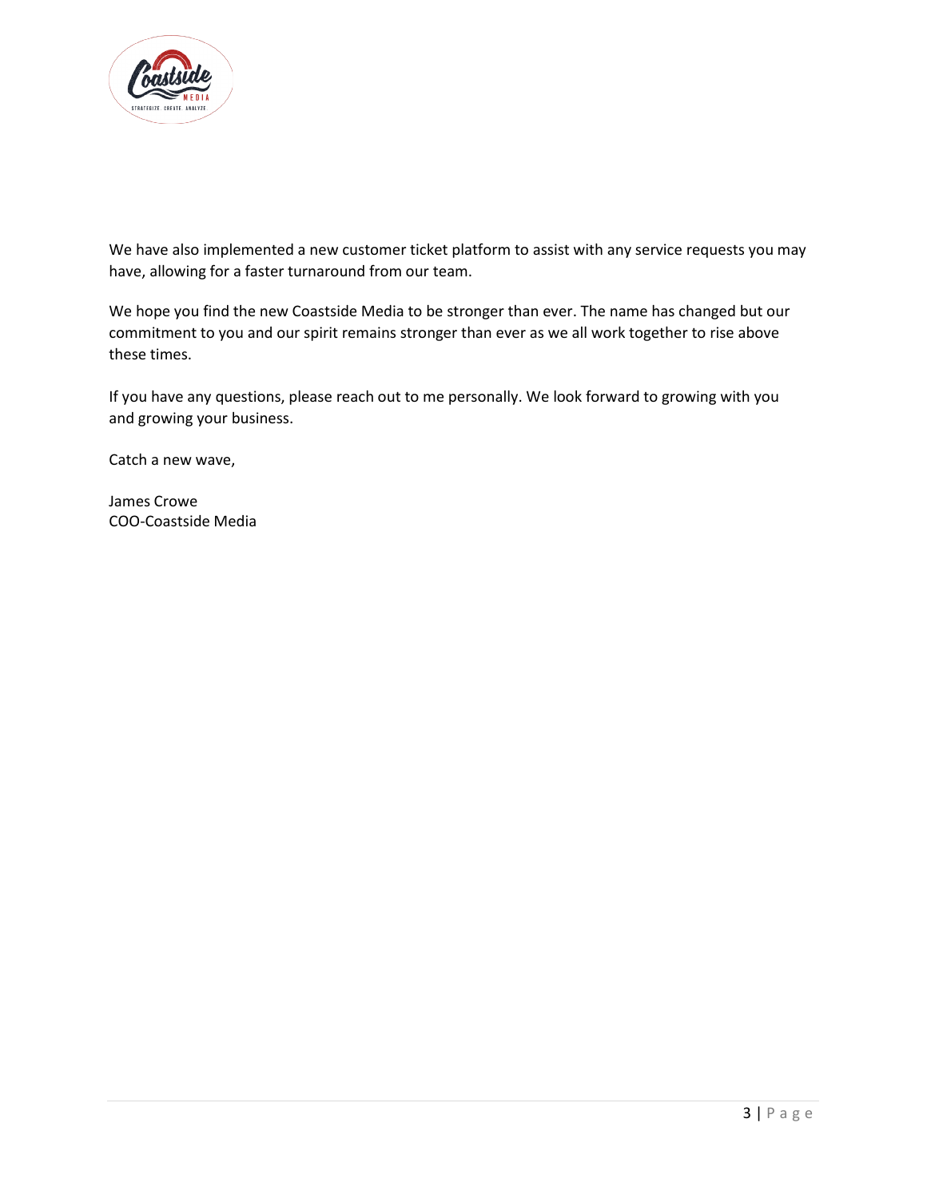We have also implemented a new customer ticket platform to assist with any service requests you may have, allowing for a faster turnaround from our team.

We hope you find the new Coastside Media to be stronger than ever. The name has changed but our commitment to you and our spirit remains stronger than ever as we all work together to rise above these times.

If you have any questions, please reach out to me personally. We look forward to growing with you and growing your business.

Catch a new wave,

James Crowe
COO-Coastside Media